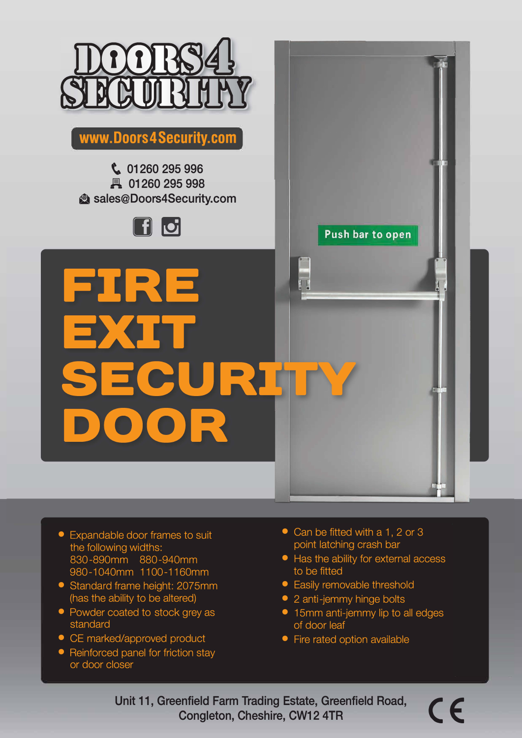# DOORS 4 SECURITY

www.Doors4Security.com

01260 295 996
01260 295 998
sales@Doors4Security.com

# FIRE EXIT SECURITY DOOR

Push bar to open

- Expandable door frames to suit the following widths:
  830-890mm 880-940mm
  980-1040mm 1100-1160mm
- Standard frame height: 2075mm (has the ability to be altered)
- Powder coated to stock grey as standard
- CE marked/approved product
- Reinforced panel for friction stay or door closer
- Can be fitted with a 1, 2 or 3 point latching crash bar
- Has the ability for external access to be fitted
- Easily removable threshold
- 2 anti-jemmy hinge bolts
- 15mm anti-jemmy lip to all edges of door leaf
- Fire rated option available

Unit 11, Greenfield Farm Trading Estate, Greenfield Road,
Congleton, Cheshire, CW12 4TR

CE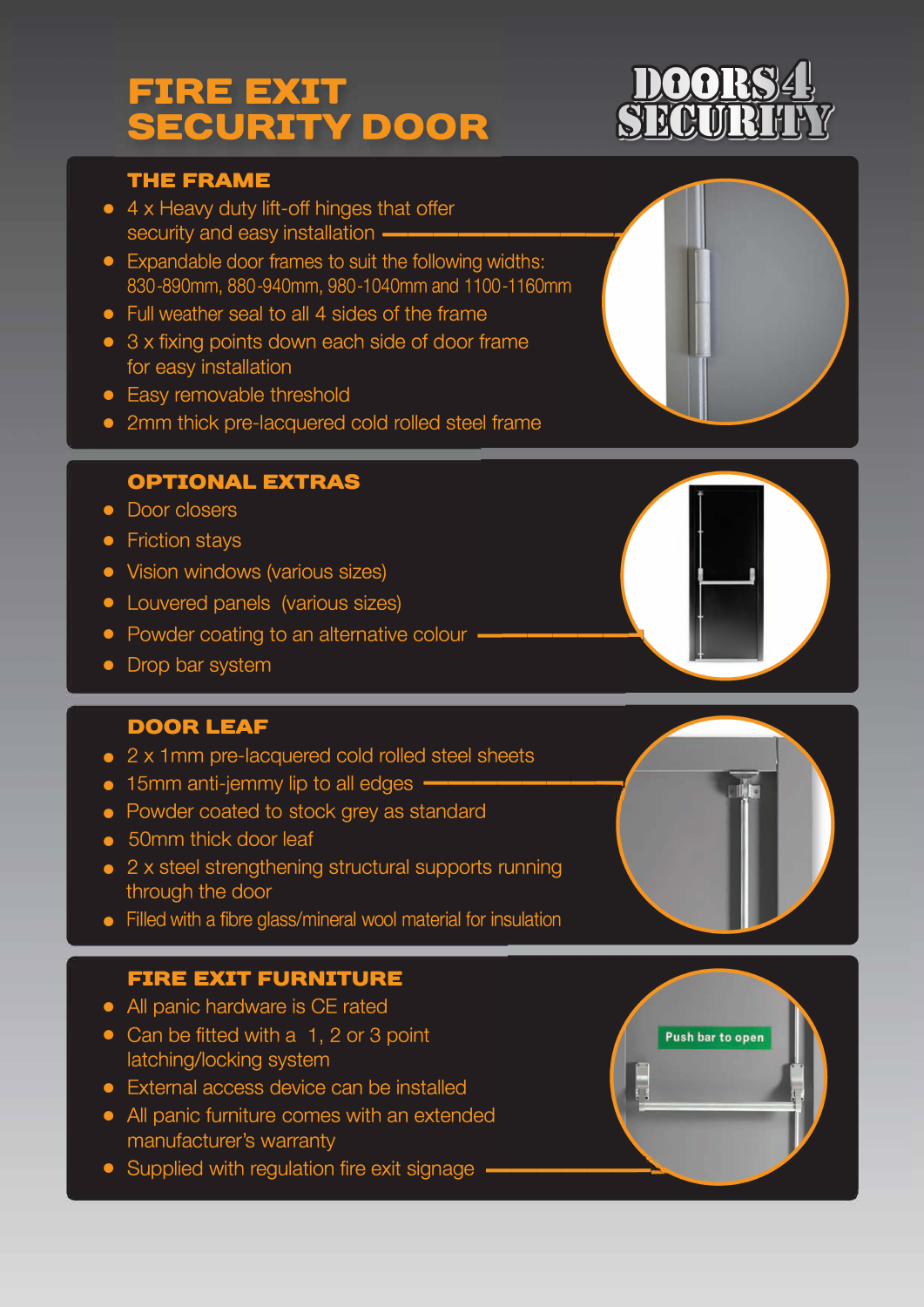# FIRE EXIT SECURITY DOOR

DOORS4 SECURITY

## THE FRAME

- 4 x Heavy duty lift-off hinges that offer security and easy installation
- Expandable door frames to suit the following widths: 830-890mm, 880-940mm, 980-1040mm and 1100-1160mm
- Full weather seal to all 4 sides of the frame
- 3 x fixing points down each side of door frame for easy installation
- Easy removable threshold
- 2mm thick pre-lacquered cold rolled steel frame

## OPTIONAL EXTRAS

- Door closers
- Friction stays
- Vision windows (various sizes)
- Louvered panels (various sizes)
- Powder coating to an alternative colour
- Drop bar system

## DOOR LEAF

- 2 x 1mm pre-lacquered cold rolled steel sheets
- 15mm anti-jemmy lip to all edges
- Powder coated to stock grey as standard
- 50mm thick door leaf
- 2 x steel strengthening structural supports running through the door
- Filled with a fibre glass/mineral wool material for insulation

## FIRE EXIT FURNITURE

- All panic hardware is CE rated
- Can be fitted with a 1, 2 or 3 point latching/locking system
- External access device can be installed
- All panic furniture comes with an extended manufacturer's warranty
- Supplied with regulation fire exit signage